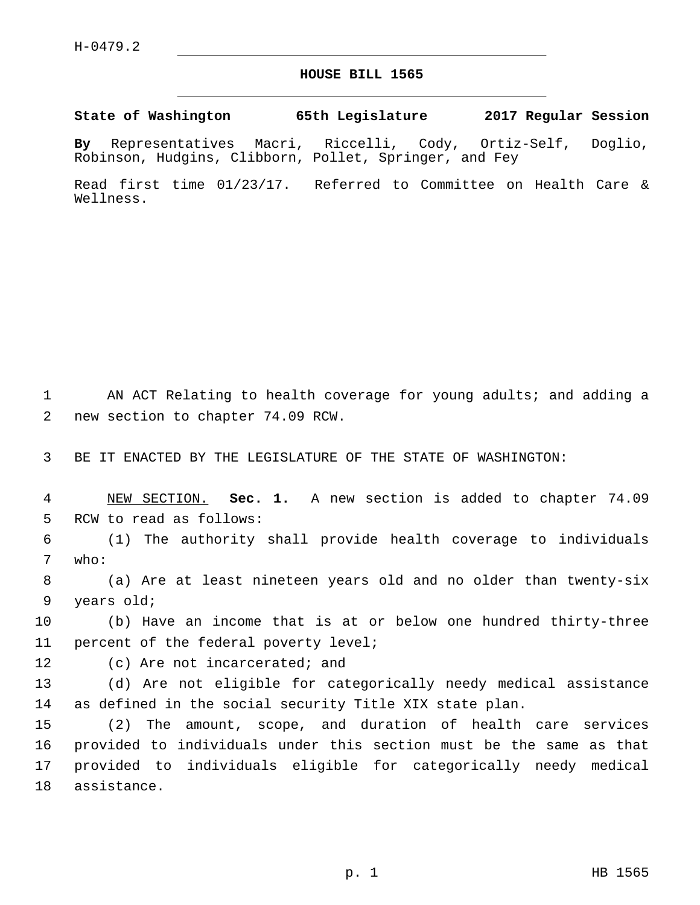H-0479.2

# HOUSE BILL 1565

**State of Washington 65th Legislature 2017 Regular Session**

**By** Representatives Macri, Riccelli, Cody, Ortiz-Self, Doglio, Robinson, Hudgins, Clibborn, Pollet, Springer, and Fey

Read first time 01/23/17. Referred to Committee on Health Care & Wellness.

AN ACT Relating to health coverage for young adults; and adding a new section to chapter 74.09 RCW.

BE IT ENACTED BY THE LEGISLATURE OF THE STATE OF WASHINGTON:

NEW SECTION. **Sec. 1.** A new section is added to chapter 74.09 RCW to read as follows:

(1) The authority shall provide health coverage to individuals who:

(a) Are at least nineteen years old and no older than twenty-six years old;

(b) Have an income that is at or below one hundred thirty-three percent of the federal poverty level;

(c) Are not incarcerated; and

(d) Are not eligible for categorically needy medical assistance as defined in the social security Title XIX state plan.

(2) The amount, scope, and duration of health care services provided to individuals under this section must be the same as that provided to individuals eligible for categorically needy medical assistance.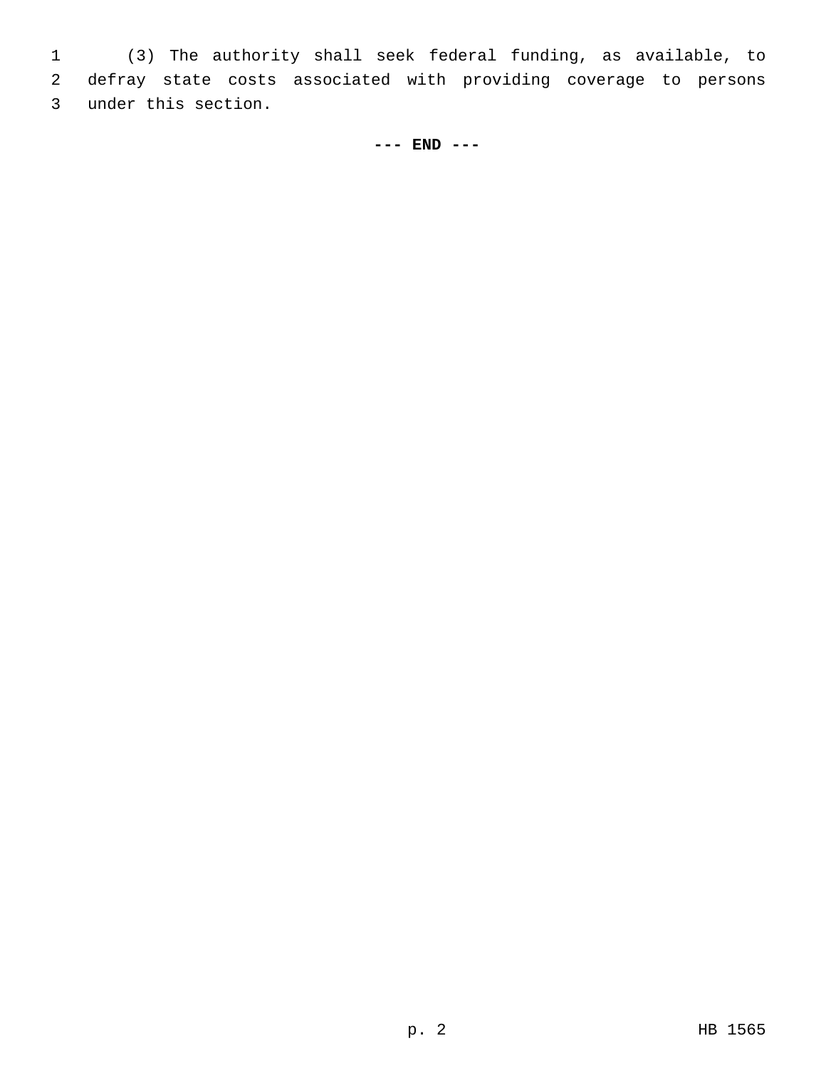(3) The authority shall seek federal funding, as available, to defray state costs associated with providing coverage to persons under this section.

**--- END ---**